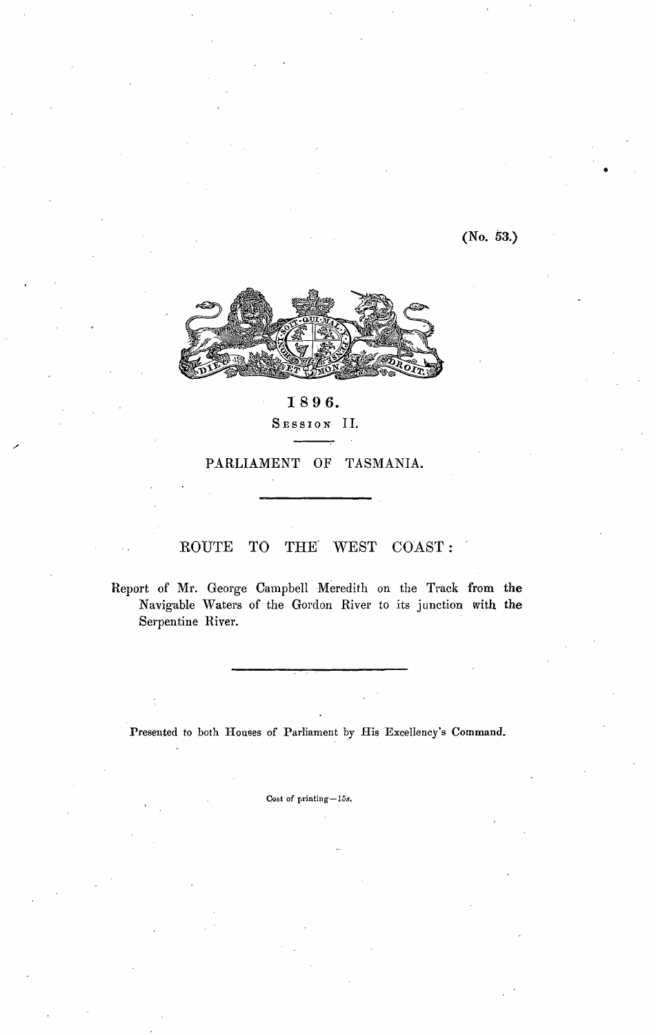(No. 53.)

1896.

SESSION II.

PARLIAMENT OF TASMANIA.

# ROUTE TO THE WEST COAST:

Report of Mr. George Campbell Meredith on the Track from the Navigable Waters of the Gordon River to its junction with the Serpentine River.

Presented to both Houses of Parliament by His Excellency's Command.

Cost of printing—15s.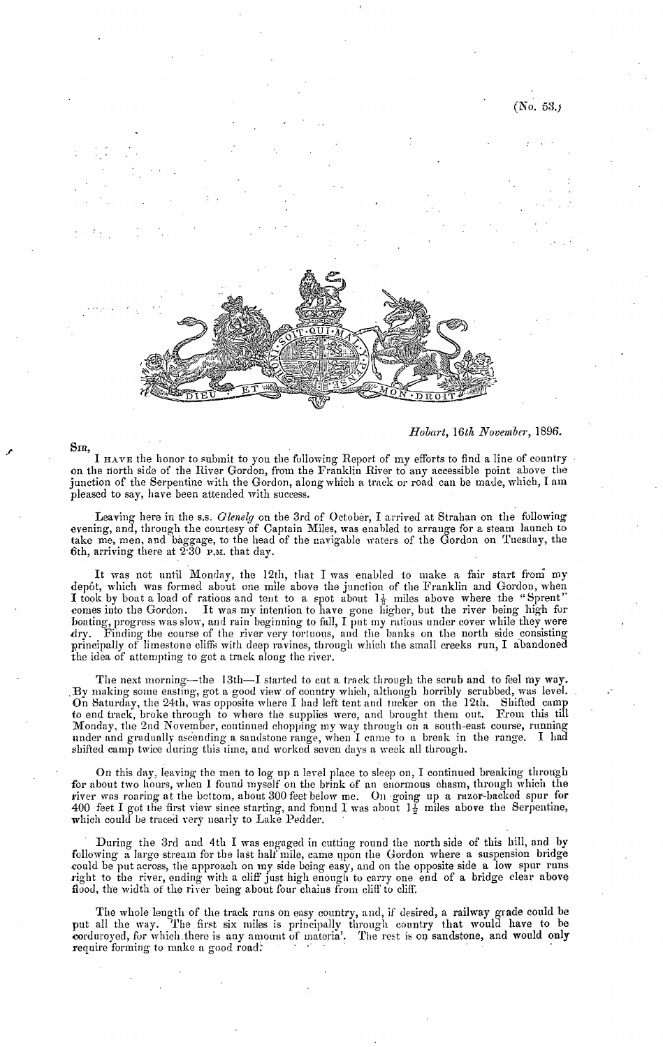(No. 53.)

*Hobart, 16th November, 1896.*

SIR,

I HAVE the honor to submit to you the following Report of my efforts to find a line of country on the north side of the River Gordon, from the Franklin River to any accessible point above the junction of the Serpentine with the Gordon, along which a track or road can be made, which, I am pleased to say, have been attended with success.

Leaving here in the s.s. *Glenelg* on the 3rd of October, I arrived at Strahan on the following evening, and, through the courtesy of Captain Miles, was enabled to arrange for a steam launch to take me, men, and baggage, to the head of the navigable waters of the Gordon on Tuesday, the 6th, arriving there at 2·30 P.M. that day.

It was not until Monday, the 12th, that I was enabled to make a fair start from my depôt, which was formed about one mile above the junction of the Franklin and Gordon, when I took by boat a load of rations and tent to a spot about 1½ miles above where the "Sprent" comes into the Gordon. It was my intention to have gone higher, but the river being high for boating, progress was slow, and rain beginning to fall, I put my rations under cover while they were dry. Finding the course of the river very tortuous, and the banks on the north side consisting principally of limestone cliffs with deep ravines, through which the small creeks run, I abandoned the idea of attempting to get a track along the river.

The next morning—the 13th—I started to cut a track through the scrub and to feel my way. By making some easting, got a good view of country which, although horribly scrubbed, was level. On Saturday, the 24th, was opposite where I had left tent and tucker on the 12th. Shifted camp to end track, broke through to where the supplies were, and brought them out. From this till Monday, the 2nd November, continued chopping my way through on a south-east course, running under and gradually ascending a sandstone range, when I came to a break in the range. I had shifted camp twice during this time, and worked seven days a week all through.

On this day, leaving the men to log up a level place to sleep on, I continued breaking through for about two hours, when I found myself on the brink of an enormous chasm, through which the river was roaring at the bottom, about 300 feet below me. On going up a razor-backed spur for 400 feet I got the first view since starting, and found I was about 1½ miles above the Serpentine, which could be traced very nearly to Lake Pedder.

During the 3rd and 4th I was engaged in cutting round the north side of this hill, and by following a large stream for the last half mile, came upon the Gordon where a suspension bridge could be put across, the approach on my side being easy, and on the opposite side a low spur runs right to the river, ending with a cliff just high enough to carry one end of a bridge clear above flood, the width of the river being about four chains from cliff to cliff.

The whole length of the track runs on easy country, and, if desired, a railway grade could be put all the way. The first six miles is principally through country that would have to be corduroyed, for which there is any amount of materia'. The rest is on sandstone, and would only require forming to make a good road.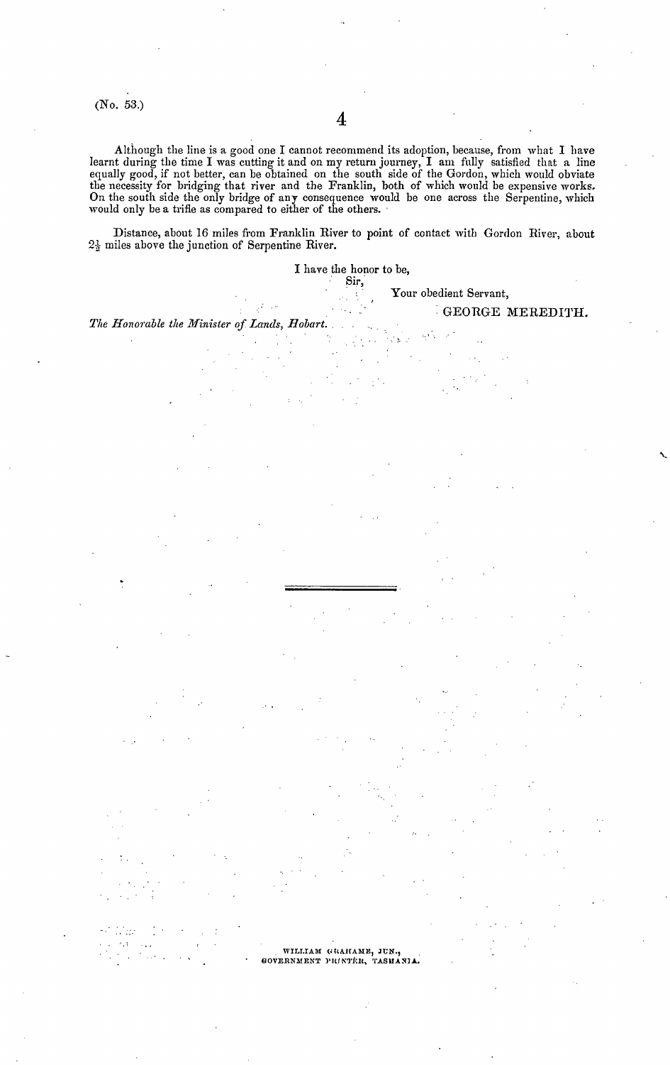(No. 53.)

Although the line is a good one I cannot recommend its adoption, because, from what I have learnt during the time I was cutting it and on my return journey, I am fully satisfied that a line equally good, if not better, can be obtained on the south side of the Gordon, which would obviate the necessity for bridging that river and the Franklin, both of which would be expensive works. On the south side the only bridge of any consequence would be one across the Serpentine, which would only be a trifle as compared to either of the others.

Distance, about 16 miles from Franklin River to point of contact with Gordon River, about $2\frac{1}{2}$ miles above the junction of Serpentine River.

I have the honor to be,
Sir,
Your obedient Servant,
GEORGE MEREDITH.

*The Honorable the Minister of Lands, Hobart.*

---

WILLIAM GRAHAME, JUN.,
GOVERNMENT PRINTER, TASMANIA.